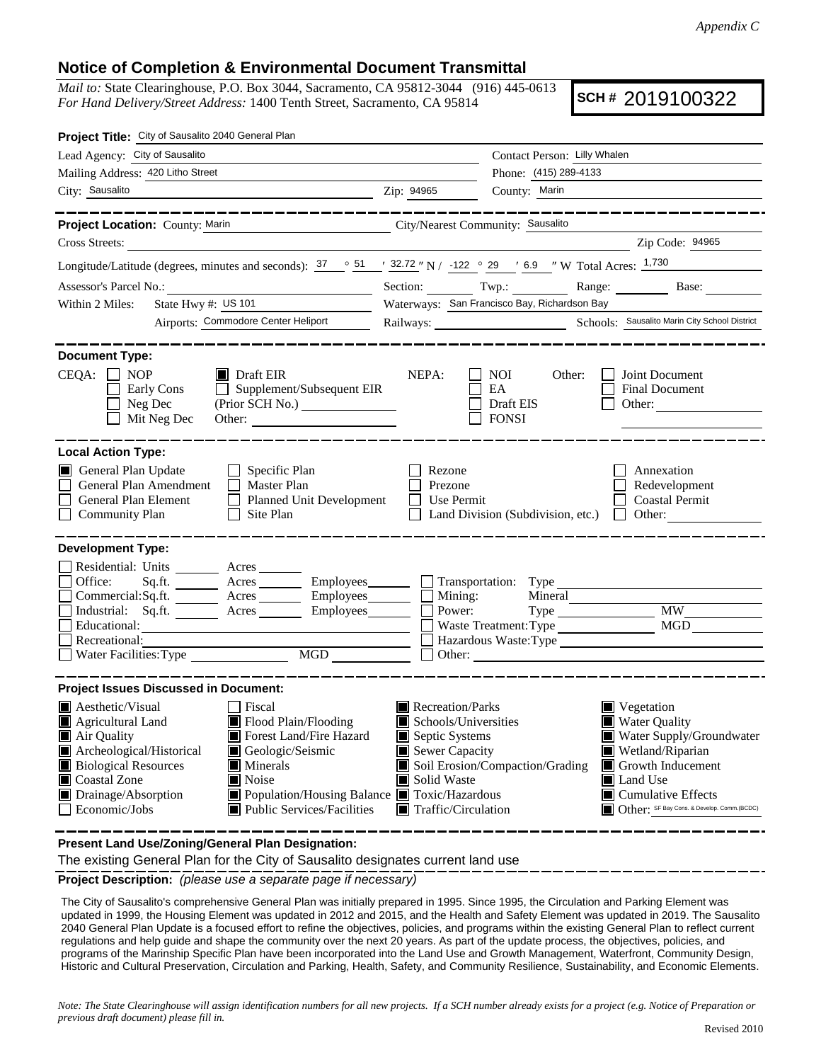*Appendix C*

## Notice of Completion & Environmental Document Transmittal

*Mail to:* State Clearinghouse, P.O. Box 3044, Sacramento, CA 95812-3044 (916) 445-0613
*For Hand Delivery/Street Address:* 1400 Tenth Street, Sacramento, CA 95814

**SCH #** 2019100322

**Project Title:** City of Sausalito 2040 General Plan

Lead Agency: City of Sausalito — Contact Person: Lilly Whalen
Mailing Address: 420 Litho Street — Phone: (415) 289-4133
City: Sausalito — Zip: 94965 — County: Marin

---

**Project Location:** County: Marin — City/Nearest Community: Sausalito
Cross Streets: — Zip Code: 94965
Longitude/Latitude (degrees, minutes and seconds): 37 ° 51 ′ 32.72 ″ N / -122 ° 29 ′ 6.9 ″ W Total Acres: 1,730
Assessor's Parcel No.: — Section: — Twp.: — Range: — Base:
Within 2 Miles: State Hwy #: US 101 — Waterways: San Francisco Bay, Richardson Bay
Airports: Commodore Center Heliport — Railways: — Schools: Sausalito Marin City School District

---

**Document Type:**

CEQA: ☐ NOP ☐ Early Cons ☐ Neg Dec ☐ Mit Neg Dec ■ Draft EIR ☐ Supplement/Subsequent EIR (Prior SCH No.) ____ Other: ____
NEPA: ☐ NOI ☐ EA ☐ Draft EIS ☐ FONSI
Other: ☐ Joint Document ☐ Final Document ☐ Other: ____

---

**Local Action Type:**

■ General Plan Update ☐ General Plan Amendment ☐ General Plan Element ☐ Community Plan ☐ Specific Plan ☐ Master Plan ☐ Planned Unit Development ☐ Site Plan ☐ Rezone ☐ Prezone ☐ Use Permit ☐ Land Division (Subdivision, etc.) ☐ Annexation ☐ Redevelopment ☐ Coastal Permit ☐ Other:

---

**Development Type:**

☐ Residential: Units ____ Acres ____
☐ Office: Sq.ft. ____ Acres ____ Employees ____
☐ Commercial: Sq.ft. ____ Acres ____ Employees ____
☐ Industrial: Sq.ft. ____ Acres ____ Employees ____
☐ Educational:
☐ Recreational:
☐ Water Facilities: Type ____ MGD ____
☐ Transportation: Type
☐ Mining: Mineral
☐ Power: Type ____ MW
☐ Waste Treatment: Type ____ MGD
☐ Hazardous Waste: Type
☐ Other:

---

**Project Issues Discussed in Document:**

■ Aesthetic/Visual ☐ Fiscal ■ Recreation/Parks ■ Vegetation
■ Agricultural Land ■ Flood Plain/Flooding ■ Schools/Universities ■ Water Quality
■ Air Quality ■ Forest Land/Fire Hazard ■ Septic Systems ■ Water Supply/Groundwater
■ Archeological/Historical ■ Geologic/Seismic ■ Sewer Capacity ■ Wetland/Riparian
■ Biological Resources ■ Minerals ■ Soil Erosion/Compaction/Grading ■ Growth Inducement
■ Coastal Zone ■ Noise ■ Solid Waste ■ Land Use
■ Drainage/Absorption ■ Population/Housing Balance ■ Toxic/Hazardous ■ Cumulative Effects
☐ Economic/Jobs ■ Public Services/Facilities ■ Traffic/Circulation ■ Other: SF Bay Cons. & Develop. Comm.(BCDC)

---

**Present Land Use/Zoning/General Plan Designation:**

The existing General Plan for the City of Sausalito designates current land use

**Project Description:** *(please use a separate page if necessary)*

The City of Sausalito's comprehensive General Plan was initially prepared in 1995. Since 1995, the Circulation and Parking Element was updated in 1999, the Housing Element was updated in 2012 and 2015, and the Health and Safety Element was updated in 2019. The Sausalito 2040 General Plan Update is a focused effort to refine the objectives, policies, and programs within the existing General Plan to reflect current regulations and help guide and shape the community over the next 20 years. As part of the update process, the objectives, policies, and programs of the Marinship Specific Plan have been incorporated into the Land Use and Growth Management, Waterfront, Community Design, Historic and Cultural Preservation, Circulation and Parking, Health, Safety, and Community Resilience, Sustainability, and Economic Elements.

*Note: The State Clearinghouse will assign identification numbers for all new projects. If a SCH number already exists for a project (e.g. Notice of Preparation or previous draft document) please fill in.*

Revised 2010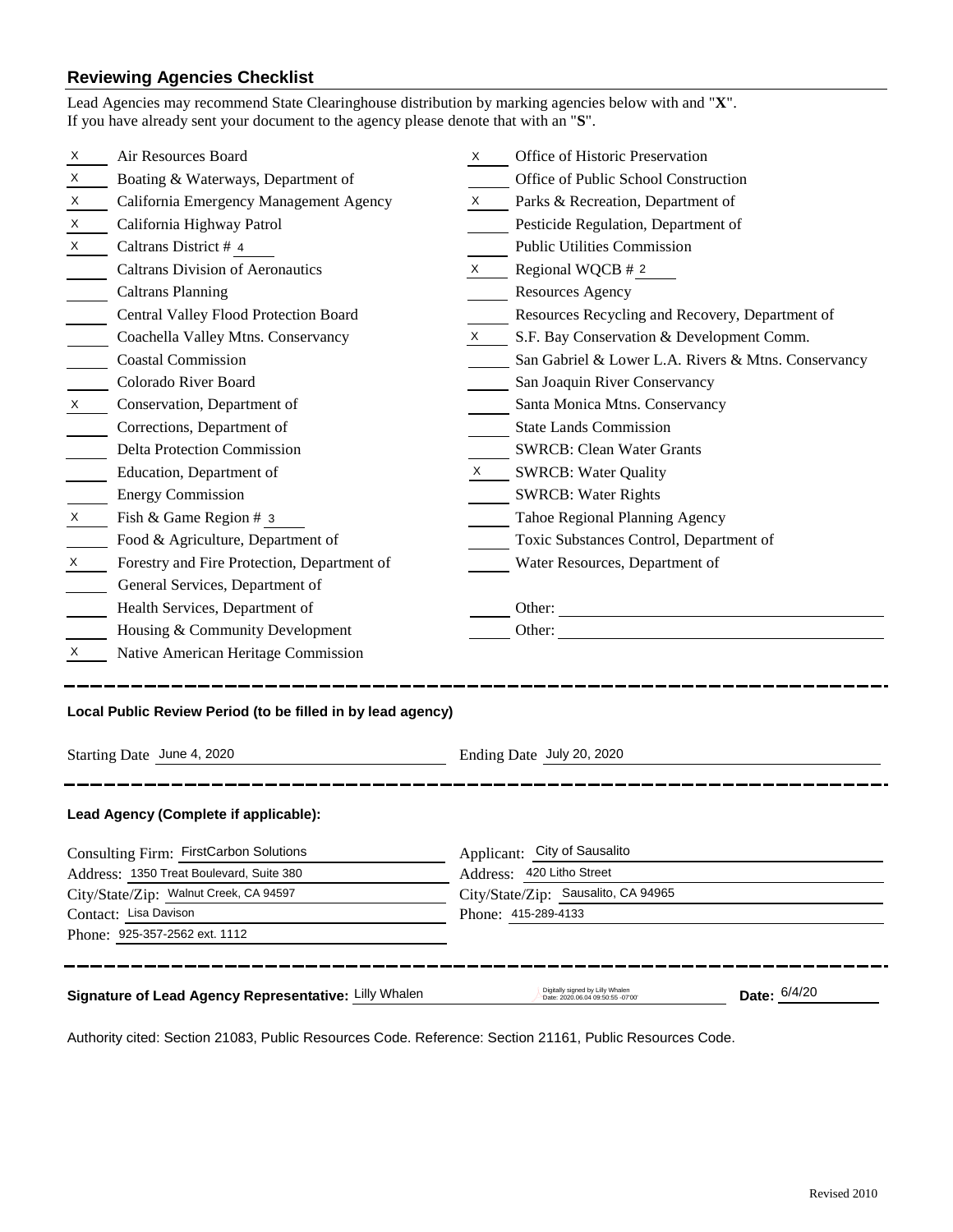## Reviewing Agencies Checklist

Lead Agencies may recommend State Clearinghouse distribution by marking agencies below with and "**X**".
If you have already sent your document to the agency please denote that with an "**S**".

| | | | |
|---|---|---|---|
| X | Air Resources Board | X | Office of Historic Preservation |
| X | Boating & Waterways, Department of | | Office of Public School Construction |
| X | California Emergency Management Agency | X | Parks & Recreation, Department of |
| X | California Highway Patrol | | Pesticide Regulation, Department of |
| X | Caltrans District # 4 | | Public Utilities Commission |
| | Caltrans Division of Aeronautics | X | Regional WQCB # 2 |
| | Caltrans Planning | | Resources Agency |
| | Central Valley Flood Protection Board | | Resources Recycling and Recovery, Department of |
| | Coachella Valley Mtns. Conservancy | X | S.F. Bay Conservation & Development Comm. |
| | Coastal Commission | | San Gabriel & Lower L.A. Rivers & Mtns. Conservancy |
| | Colorado River Board | | San Joaquin River Conservancy |
| X | Conservation, Department of | | Santa Monica Mtns. Conservancy |
| | Corrections, Department of | | State Lands Commission |
| | Delta Protection Commission | | SWRCB: Clean Water Grants |
| | Education, Department of | X | SWRCB: Water Quality |
| | Energy Commission | | SWRCB: Water Rights |
| X | Fish & Game Region # 3 | | Tahoe Regional Planning Agency |
| | Food & Agriculture, Department of | | Toxic Substances Control, Department of |
| X | Forestry and Fire Protection, Department of | | Water Resources, Department of |
| | General Services, Department of | | |
| | Health Services, Department of | | Other: |
| | Housing & Community Development | | Other: |
| X | Native American Heritage Commission | | |

---

**Local Public Review Period (to be filled in by lead agency)**

Starting Date June 4, 2020 Ending Date July 20, 2020

---

**Lead Agency (Complete if applicable):**

Consulting Firm: FirstCarbon Solutions
Address: 1350 Treat Boulevard, Suite 380
City/State/Zip: Walnut Creek, CA 94597
Contact: Lisa Davison
Phone: 925-357-2562 ext. 1112

Applicant: City of Sausalito
Address: 420 Litho Street
City/State/Zip: Sausalito, CA 94965
Phone: 415-289-4133

---

**Signature of Lead Agency Representative:** Lilly Whalen Digitally signed by Lilly Whalen Date: 2020.06.04 09:50:55 -07'00' **Date:** 6/4/20

Authority cited: Section 21083, Public Resources Code. Reference: Section 21161, Public Resources Code.

Revised 2010